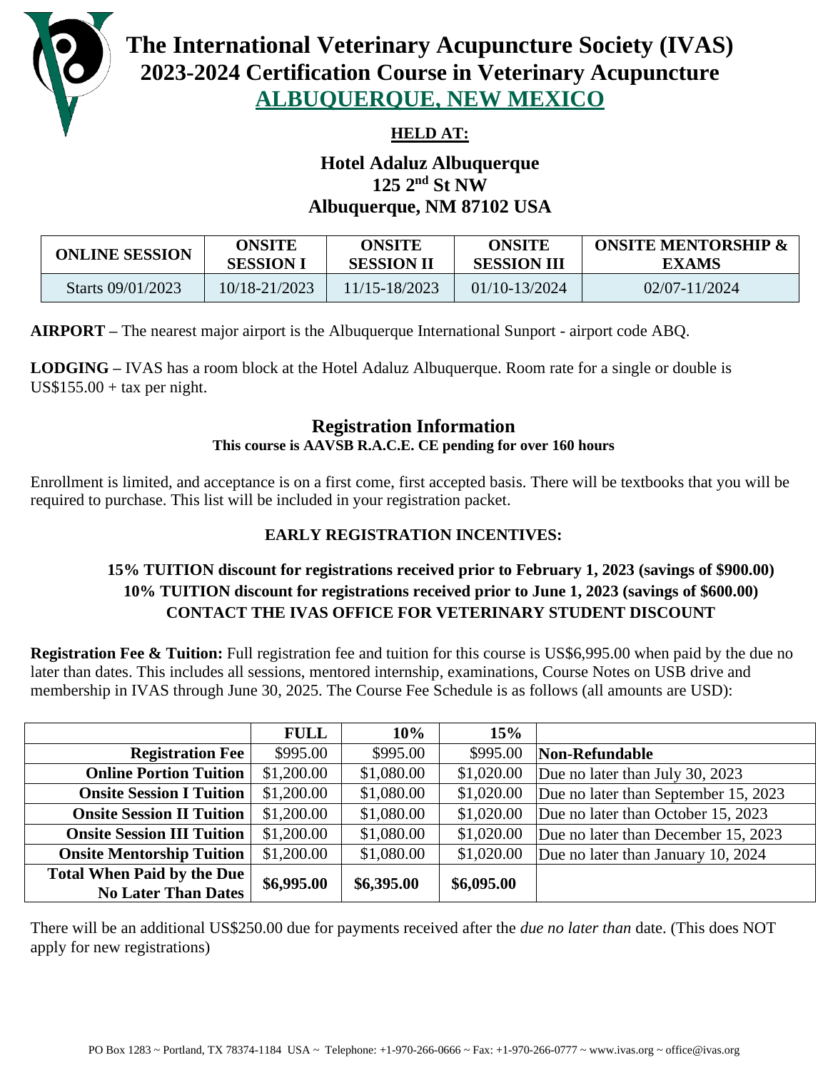# The International Veterinary Acupuncture Society (IVAS)
# 2023-2024 Certification Course in Veterinary Acupuncture
# ALBUQUERQUE, NEW MEXICO

**HELD AT:**

**Hotel Adaluz Albuquerque**
**125 2nd St NW**
**Albuquerque, NM 87102 USA**

| ONLINE SESSION | ONSITE SESSION I | ONSITE SESSION II | ONSITE SESSION III | ONSITE MENTORSHIP & EXAMS |
|---|---|---|---|---|
| Starts 09/01/2023 | 10/18-21/2023 | 11/15-18/2023 | 01/10-13/2024 | 02/07-11/2024 |

**AIRPORT –** The nearest major airport is the Albuquerque International Sunport - airport code ABQ.

**LODGING –** IVAS has a room block at the Hotel Adaluz Albuquerque. Room rate for a single or double is US$155.00 + tax per night.

## Registration Information

**This course is AAVSB R.A.C.E. CE pending for over 160 hours**

Enrollment is limited, and acceptance is on a first come, first accepted basis. There will be textbooks that you will be required to purchase. This list will be included in your registration packet.

**EARLY REGISTRATION INCENTIVES:**

**15% TUITION discount for registrations received prior to February 1, 2023 (savings of $900.00)**
**10% TUITION discount for registrations received prior to June 1, 2023 (savings of $600.00)**
**CONTACT THE IVAS OFFICE FOR VETERINARY STUDENT DISCOUNT**

**Registration Fee & Tuition:** Full registration fee and tuition for this course is US$6,995.00 when paid by the due no later than dates. This includes all sessions, mentored internship, examinations, Course Notes on USB drive and membership in IVAS through June 30, 2025. The Course Fee Schedule is as follows (all amounts are USD):

| | FULL | 10% | 15% | |
|---|---|---|---|---|
| **Registration Fee** | $995.00 | $995.00 | $995.00 | **Non-Refundable** |
| **Online Portion Tuition** | $1,200.00 | $1,080.00 | $1,020.00 | Due no later than July 30, 2023 |
| **Onsite Session I Tuition** | $1,200.00 | $1,080.00 | $1,020.00 | Due no later than September 15, 2023 |
| **Onsite Session II Tuition** | $1,200.00 | $1,080.00 | $1,020.00 | Due no later than October 15, 2023 |
| **Onsite Session III Tuition** | $1,200.00 | $1,080.00 | $1,020.00 | Due no later than December 15, 2023 |
| **Onsite Mentorship Tuition** | $1,200.00 | $1,080.00 | $1,020.00 | Due no later than January 10, 2024 |
| **Total When Paid by the Due No Later Than Dates** | **$6,995.00** | **$6,395.00** | **$6,095.00** | |

There will be an additional US$250.00 due for payments received after the *due no later than* date. (This does NOT apply for new registrations)

PO Box 1283 ~ Portland, TX 78374-1184 USA ~ Telephone: +1-970-266-0666 ~ Fax: +1-970-266-0777 ~ www.ivas.org ~ office@ivas.org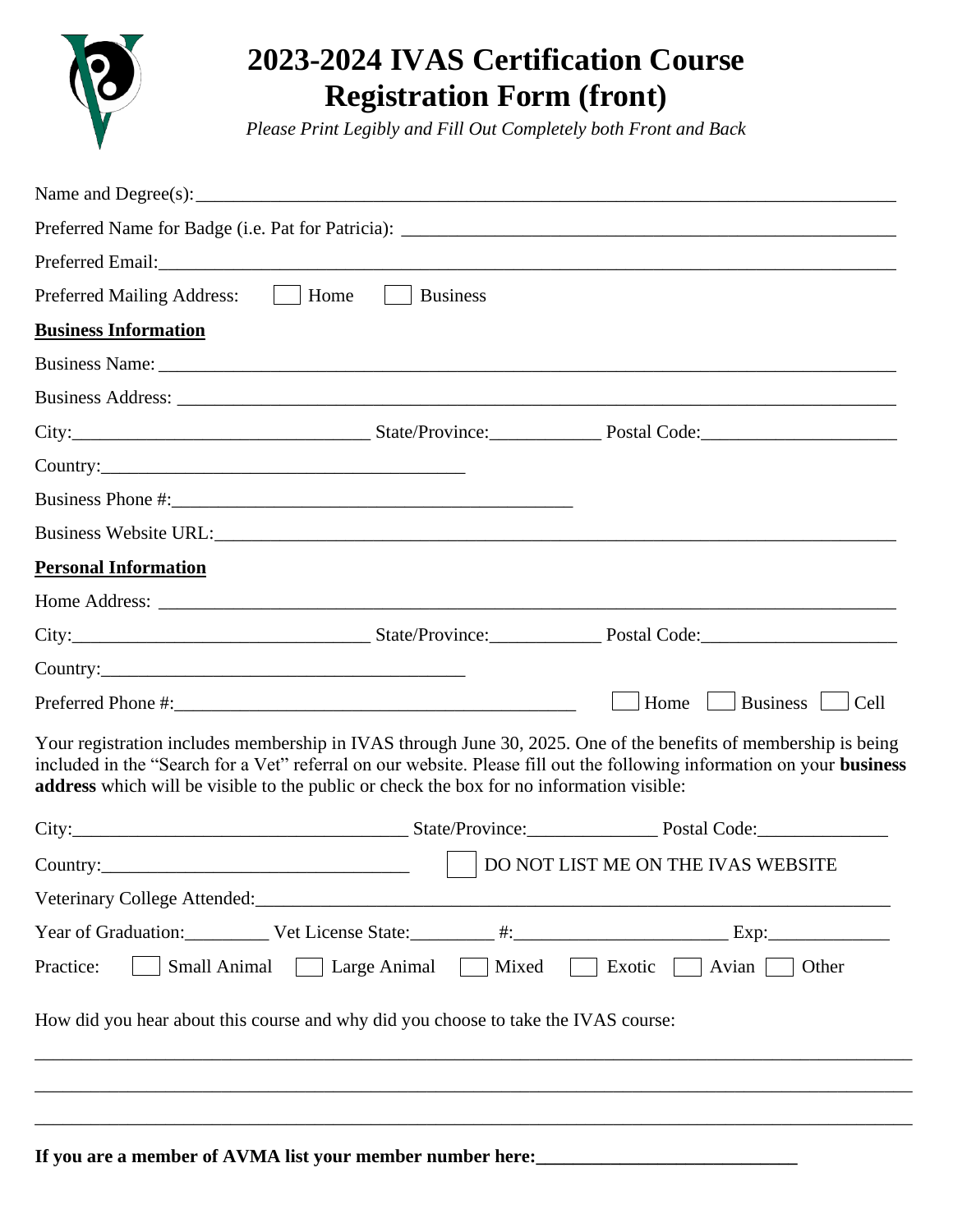# 2023-2024 IVAS Certification Course Registration Form (front)

*Please Print Legibly and Fill Out Completely both Front and Back*

Name and Degree(s):\_\_\_\_\_\_\_\_\_\_\_\_\_\_\_\_\_\_\_\_\_\_\_\_\_\_\_\_\_\_\_\_\_\_\_\_\_\_\_\_

Preferred Name for Badge (i.e. Pat for Patricia): \_\_\_\_\_\_\_\_\_\_\_\_\_\_\_\_\_\_\_\_\_\_\_\_\_\_\_\_\_\_

Preferred Email:\_\_\_\_\_\_\_\_\_\_\_\_\_\_\_\_\_\_\_\_\_\_\_\_\_\_\_\_\_\_\_\_\_\_\_\_\_\_\_\_

Preferred Mailing Address: ☐ Home ☐ Business

**Business Information**

Business Name: \_\_\_\_\_\_\_\_\_\_\_\_\_\_\_\_\_\_\_\_\_\_\_\_\_\_\_\_\_\_\_\_\_\_\_\_\_\_\_\_

Business Address: \_\_\_\_\_\_\_\_\_\_\_\_\_\_\_\_\_\_\_\_\_\_\_\_\_\_\_\_\_\_\_\_\_\_\_\_\_\_\_\_

City:\_\_\_\_\_\_\_\_\_\_\_\_\_\_\_\_\_\_ State/Province:\_\_\_\_\_\_\_\_ Postal Code:\_\_\_\_\_\_\_\_\_\_\_\_

Country:\_\_\_\_\_\_\_\_\_\_\_\_\_\_\_\_\_\_\_\_\_\_\_\_

Business Phone #:\_\_\_\_\_\_\_\_\_\_\_\_\_\_\_\_\_\_\_\_\_\_\_\_

Business Website URL:\_\_\_\_\_\_\_\_\_\_\_\_\_\_\_\_\_\_\_\_\_\_\_\_\_\_\_\_\_\_\_\_\_\_\_\_

**Personal Information**

Home Address: \_\_\_\_\_\_\_\_\_\_\_\_\_\_\_\_\_\_\_\_\_\_\_\_\_\_\_\_\_\_\_\_\_\_\_\_\_\_\_\_

City:\_\_\_\_\_\_\_\_\_\_\_\_\_\_\_\_\_\_ State/Province:\_\_\_\_\_\_\_\_ Postal Code:\_\_\_\_\_\_\_\_\_\_\_\_

Country:\_\_\_\_\_\_\_\_\_\_\_\_\_\_\_\_\_\_\_\_\_\_\_\_

Preferred Phone #:\_\_\_\_\_\_\_\_\_\_\_\_\_\_\_\_\_\_\_\_\_\_\_\_ ☐ Home ☐ Business ☐ Cell

Your registration includes membership in IVAS through June 30, 2025. One of the benefits of membership is being included in the "Search for a Vet" referral on our website. Please fill out the following information on your **business address** which will be visible to the public or check the box for no information visible:

City:\_\_\_\_\_\_\_\_\_\_\_\_\_\_\_\_\_\_\_\_ State/Province:\_\_\_\_\_\_\_\_ Postal Code:\_\_\_\_\_\_\_\_

Country:\_\_\_\_\_\_\_\_\_\_\_\_\_\_\_\_\_\_\_\_ ☐ DO NOT LIST ME ON THE IVAS WEBSITE

Veterinary College Attended:\_\_\_\_\_\_\_\_\_\_\_\_\_\_\_\_\_\_\_\_\_\_\_\_\_\_\_\_\_\_\_\_\_\_\_\_

Year of Graduation:\_\_\_\_\_ Vet License State:\_\_\_\_\_ #:\_\_\_\_\_\_\_\_\_\_\_\_ Exp:\_\_\_\_\_\_\_

Practice: ☐ Small Animal ☐ Large Animal ☐ Mixed ☐ Exotic ☐ Avian ☐ Other

How did you hear about this course and why did you choose to take the IVAS course:

\_\_\_\_\_\_\_\_\_\_\_\_\_\_\_\_\_\_\_\_\_\_\_\_\_\_\_\_\_\_\_\_\_\_\_\_\_\_\_\_\_\_\_\_\_\_\_\_\_\_\_\_

\_\_\_\_\_\_\_\_\_\_\_\_\_\_\_\_\_\_\_\_\_\_\_\_\_\_\_\_\_\_\_\_\_\_\_\_\_\_\_\_\_\_\_\_\_\_\_\_\_\_\_\_

\_\_\_\_\_\_\_\_\_\_\_\_\_\_\_\_\_\_\_\_\_\_\_\_\_\_\_\_\_\_\_\_\_\_\_\_\_\_\_\_\_\_\_\_\_\_\_\_\_\_\_\_

**If you are a member of AVMA list your member number here:\_\_\_\_\_\_\_\_\_\_\_\_\_\_\_\_\_\_\_\_**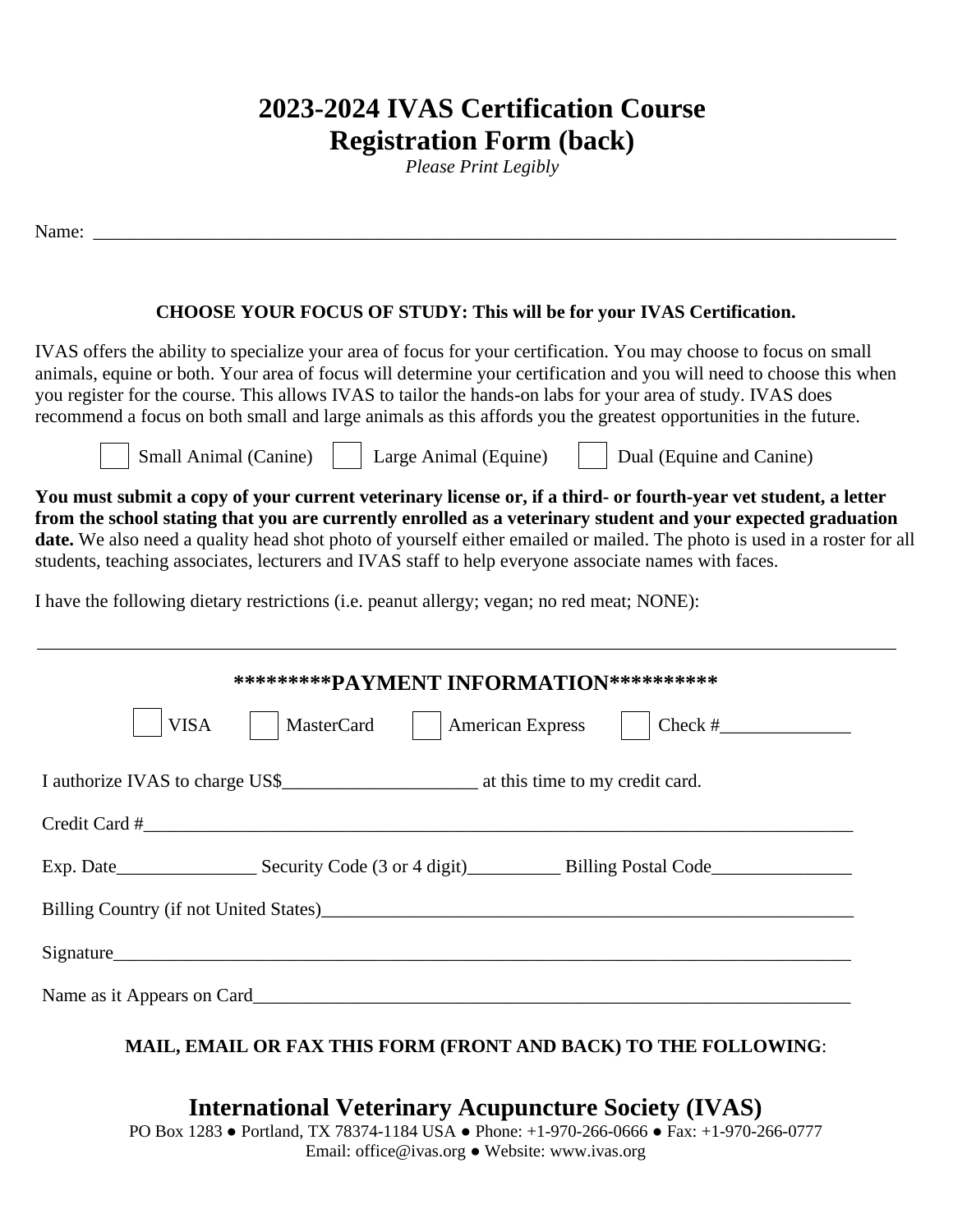# 2023-2024 IVAS Certification Course
# Registration Form (back)

*Please Print Legibly*

Name: ______________________________________________________________________________

**CHOOSE YOUR FOCUS OF STUDY: This will be for your IVAS Certification.**

IVAS offers the ability to specialize your area of focus for your certification. You may choose to focus on small animals, equine or both. Your area of focus will determine your certification and you will need to choose this when you register for the course. This allows IVAS to tailor the hands-on labs for your area of study. IVAS does recommend a focus on both small and large animals as this affords you the greatest opportunities in the future.

☐ Small Animal (Canine) ☐ Large Animal (Equine) ☐ Dual (Equine and Canine)

**You must submit a copy of your current veterinary license or, if a third- or fourth-year vet student, a letter from the school stating that you are currently enrolled as a veterinary student and your expected graduation date.** We also need a quality head shot photo of yourself either emailed or mailed. The photo is used in a roster for all students, teaching associates, lecturers and IVAS staff to help everyone associate names with faces.

I have the following dietary restrictions (i.e. peanut allergy; vegan; no red meat; NONE):

______________________________________________________________________________

**\*\*\*\*\*\*\*\*\*PAYMENT INFORMATION\*\*\*\*\*\*\*\*\*\***

☐ VISA ☐ MasterCard ☐ American Express ☐ Check #______________

I authorize IVAS to charge US$_____________________ at this time to my credit card.

Credit Card #______________________________________________________________________________

Exp. Date_______________ Security Code (3 or 4 digit)__________ Billing Postal Code_______________

Billing Country (if not United States)_____________________________________________________________

Signature______________________________________________________________________________

Name as it Appears on Card_____________________________________________________________________

**MAIL, EMAIL OR FAX THIS FORM (FRONT AND BACK) TO THE FOLLOWING**:

## International Veterinary Acupuncture Society (IVAS)

PO Box 1283 ● Portland, TX 78374-1184 USA ● Phone: +1-970-266-0666 ● Fax: +1-970-266-0777

Email: office@ivas.org ● Website: www.ivas.org